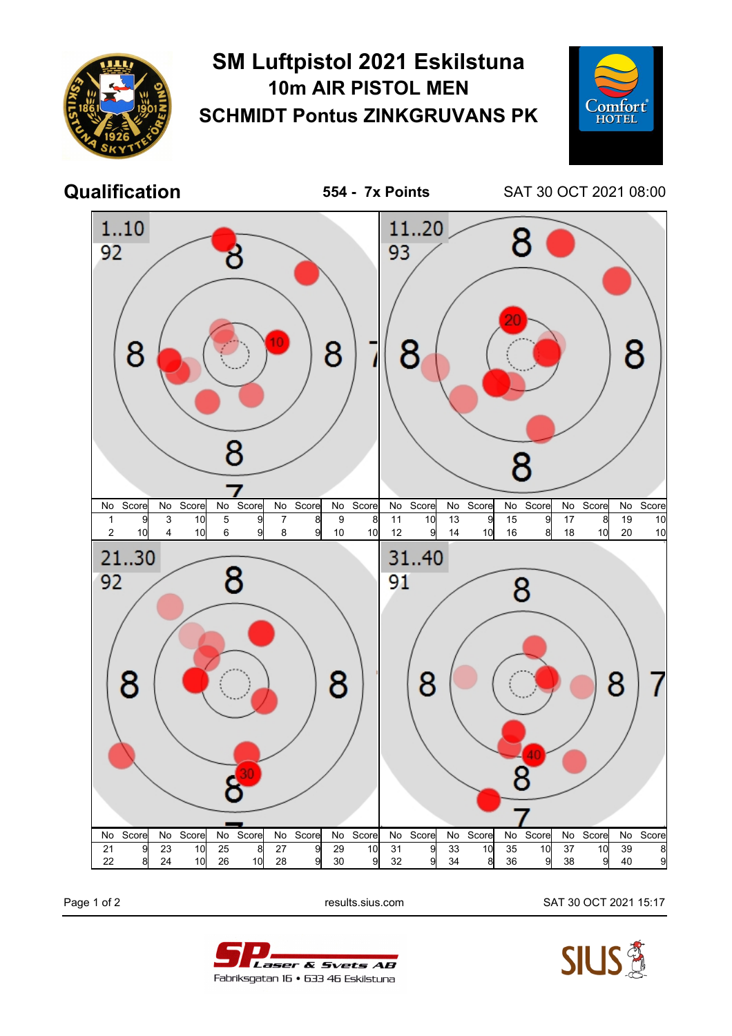# SM Luftpistol 2021 Eskilstuna

## 10m AIR PISTOL MEN

## SCHMIDT Pontus ZINKGRUVANS PK

**Qualification** — **554 - 7x Points** — SAT 30 OCT 2021 08:00

**1..10** — 92

| No | Score | No | Score | No | Score | No | Score | No | Score |
|---|---|---|---|---|---|---|---|---|---|
| 1 | 9 | 3 | 10 | 5 | 9 | 7 | 8 | 9 | 8 |
| 2 | 10 | 4 | 10 | 6 | 9 | 8 | 9 | 10 | 10 |

**11..20** — 93

| No | Score | No | Score | No | Score | No | Score | No | Score |
|---|---|---|---|---|---|---|---|---|---|
| 11 | 10 | 13 | 9 | 15 | 9 | 17 | 8 | 19 | 10 |
| 12 | 9 | 14 | 10 | 16 | 8 | 18 | 10 | 20 | 10 |

**21..30** — 92

| No | Score | No | Score | No | Score | No | Score | No | Score |
|---|---|---|---|---|---|---|---|---|---|
| 21 | 9 | 23 | 10 | 25 | 8 | 27 | 9 | 29 | 10 |
| 22 | 8 | 24 | 10 | 26 | 10 | 28 | 9 | 30 | 9 |

**31..40** — 91

| No | Score | No | Score | No | Score | No | Score | No | Score |
|---|---|---|---|---|---|---|---|---|---|
| 31 | 9 | 33 | 10 | 35 | 10 | 37 | 10 | 39 | 8 |
| 32 | 9 | 34 | 8 | 36 | 9 | 38 | 9 | 40 | 9 |

results.sius.com — SAT 30 OCT 2021 15:17

SP Laser & Svets AB
Fabriksgatan 16 • 633 46 Eskilstuna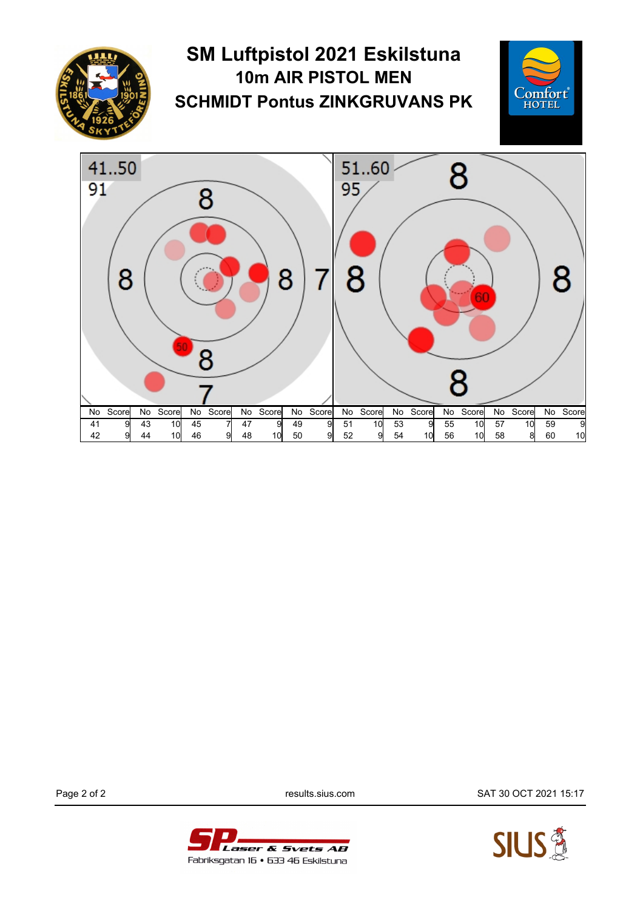# SM Luftpistol 2021 Eskilstuna

## 10m AIR PISTOL MEN

## SCHMIDT Pontus ZINKGRUVANS PK

41..50
91

8
8
8
8
7
7
50

51..60
95

8
8
8
8
60

| No | Score | No | Score | No | Score | No | Score | No | Score | No | Score | No | Score | No | Score | No | Score | No | Score |
|---|---|---|---|---|---|---|---|---|---|---|---|---|---|---|---|---|---|---|---|
| 41 | 9 | 43 | 10 | 45 | 7 | 47 | 9 | 49 | 9 | 51 | 10 | 53 | 9 | 55 | 10 | 57 | 10 | 59 | 9 |
| 42 | 9 | 44 | 10 | 46 | 9 | 48 | 10 | 50 | 9 | 52 | 9 | 54 | 10 | 56 | 10 | 58 | 8 | 60 | 10 |

results.sius.com

SAT 30 OCT 2021 15:17

SP Laser & Svets AB
Fabriksgatan 16 • 633 46 Eskilstuna